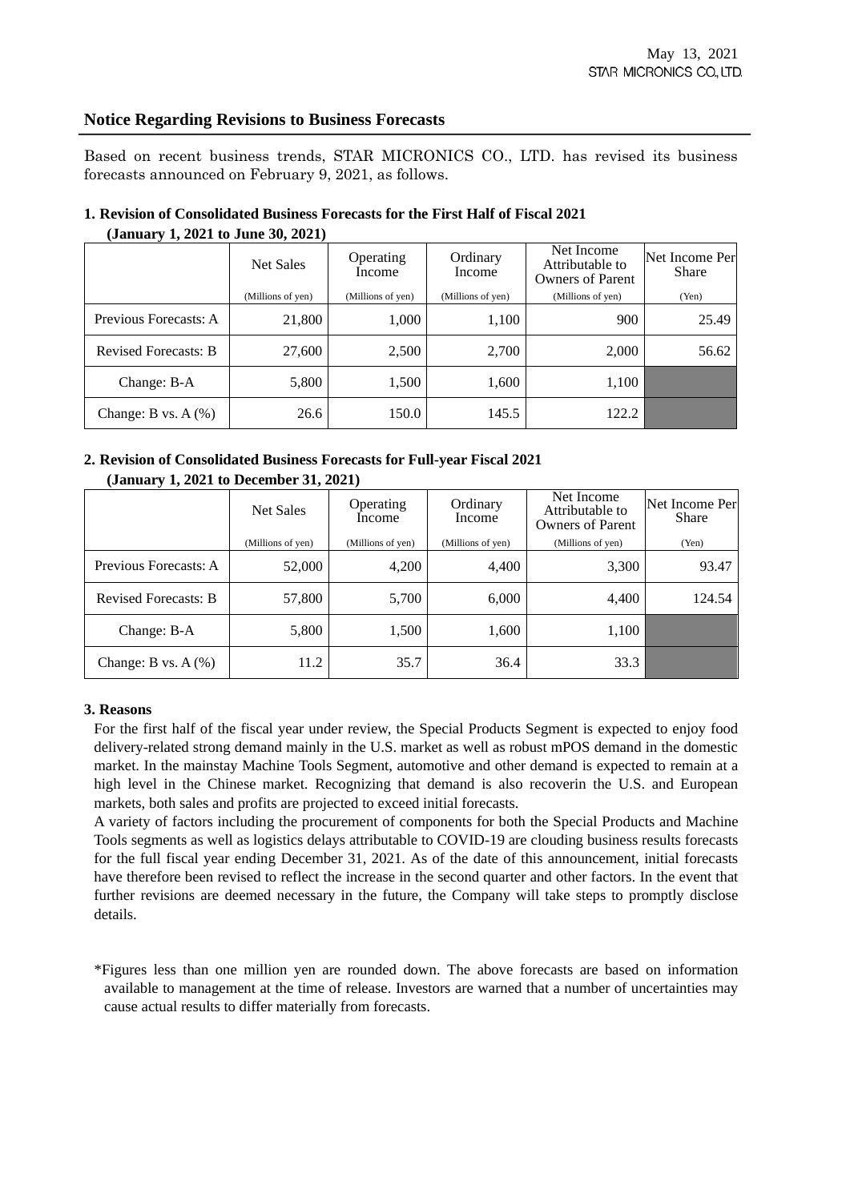May 13, 2021
STAR MICRONICS CO., LTD.

# Notice Regarding Revisions to Business Forecasts

Based on recent business trends, STAR MICRONICS CO., LTD. has revised its business forecasts announced on February 9, 2021, as follows.

### 1. Revision of Consolidated Business Forecasts for the First Half of Fiscal 2021 (January 1, 2021 to June 30, 2021)

| | Net Sales (Millions of yen) | Operating Income (Millions of yen) | Ordinary Income (Millions of yen) | Net Income Attributable to Owners of Parent (Millions of yen) | Net Income Per Share (Yen) |
|---|---|---|---|---|---|
| Previous Forecasts: A | 21,800 | 1,000 | 1,100 | 900 | 25.49 |
| Revised Forecasts: B | 27,600 | 2,500 | 2,700 | 2,000 | 56.62 |
| Change: B-A | 5,800 | 1,500 | 1,600 | 1,100 | |
| Change: B vs. A (%) | 26.6 | 150.0 | 145.5 | 122.2 | |

### 2. Revision of Consolidated Business Forecasts for Full-year Fiscal 2021 (January 1, 2021 to December 31, 2021)

| | Net Sales (Millions of yen) | Operating Income (Millions of yen) | Ordinary Income (Millions of yen) | Net Income Attributable to Owners of Parent (Millions of yen) | Net Income Per Share (Yen) |
|---|---|---|---|---|---|
| Previous Forecasts: A | 52,000 | 4,200 | 4,400 | 3,300 | 93.47 |
| Revised Forecasts: B | 57,800 | 5,700 | 6,000 | 4,400 | 124.54 |
| Change: B-A | 5,800 | 1,500 | 1,600 | 1,100 | |
| Change: B vs. A (%) | 11.2 | 35.7 | 36.4 | 33.3 | |

### 3. Reasons

For the first half of the fiscal year under review, the Special Products Segment is expected to enjoy food delivery-related strong demand mainly in the U.S. market as well as robust mPOS demand in the domestic market. In the mainstay Machine Tools Segment, automotive and other demand is expected to remain at a high level in the Chinese market. Recognizing that demand is also recoverin the U.S. and European markets, both sales and profits are projected to exceed initial forecasts.

A variety of factors including the procurement of components for both the Special Products and Machine Tools segments as well as logistics delays attributable to COVID-19 are clouding business results forecasts for the full fiscal year ending December 31, 2021. As of the date of this announcement, initial forecasts have therefore been revised to reflect the increase in the second quarter and other factors. In the event that further revisions are deemed necessary in the future, the Company will take steps to promptly disclose details.

*Figures less than one million yen are rounded down. The above forecasts are based on information available to management at the time of release. Investors are warned that a number of uncertainties may cause actual results to differ materially from forecasts.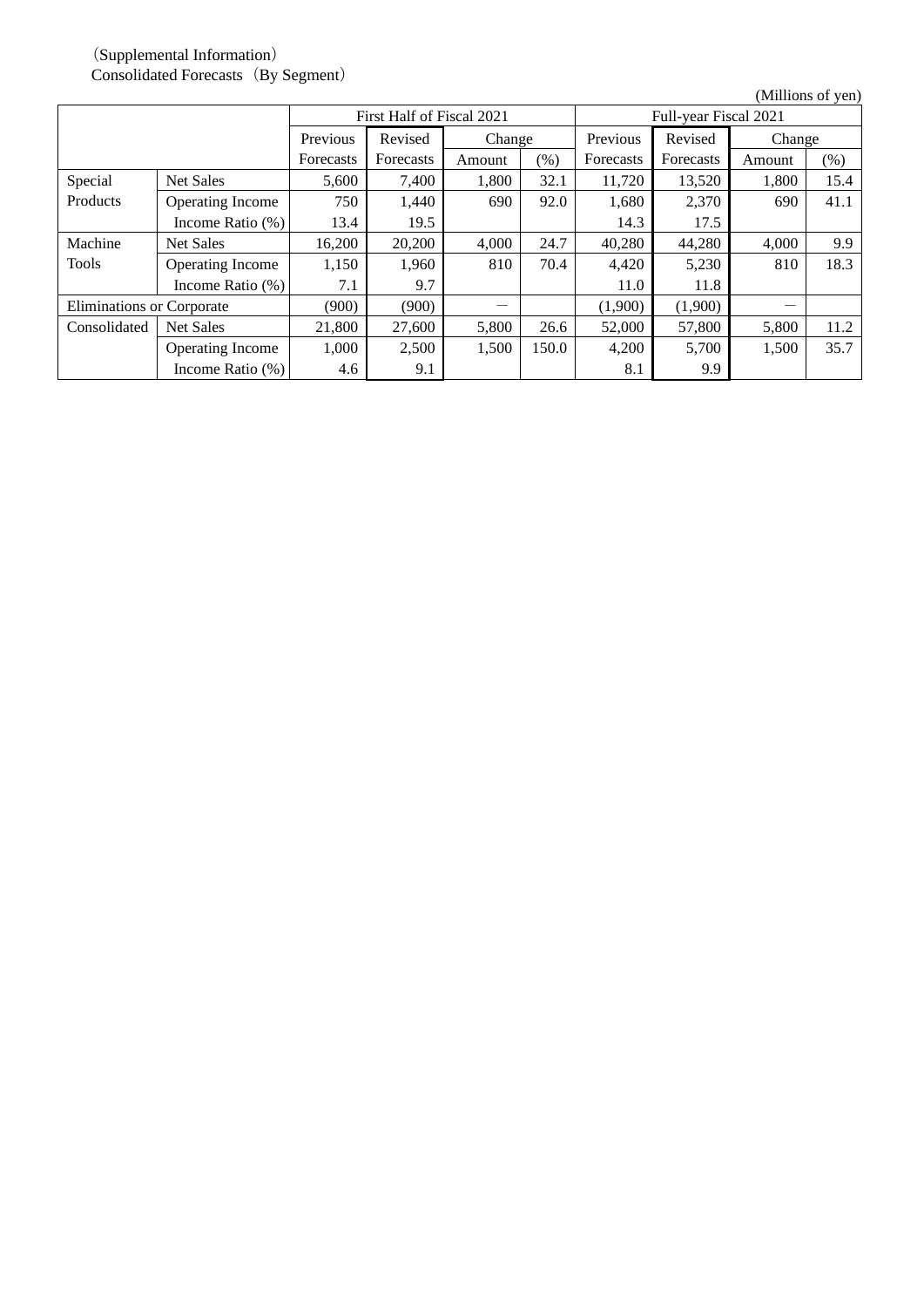（Supplemental Information）

Consolidated Forecasts（By Segment）

(Millions of yen)

| | | First Half of Fiscal 2021 | | | | Full-year Fiscal 2021 | | | |
|---|---|---|---|---|---|---|---|---|---|
| | | Previous Forecasts | Revised Forecasts | Change Amount | (%) | Previous Forecasts | Revised Forecasts | Change Amount | (%) |
| Special Products | Net Sales | 5,600 | 7,400 | 1,800 | 32.1 | 11,720 | 13,520 | 1,800 | 15.4 |
| | Operating Income | 750 | 1,440 | 690 | 92.0 | 1,680 | 2,370 | 690 | 41.1 |
| | Income Ratio (%) | 13.4 | 19.5 | | | 14.3 | 17.5 | | |
| Machine Tools | Net Sales | 16,200 | 20,200 | 4,000 | 24.7 | 40,280 | 44,280 | 4,000 | 9.9 |
| | Operating Income | 1,150 | 1,960 | 810 | 70.4 | 4,420 | 5,230 | 810 | 18.3 |
| | Income Ratio (%) | 7.1 | 9.7 | | | 11.0 | 11.8 | | |
| Eliminations or Corporate | | (900) | (900) | ― | | (1,900) | (1,900) | ― | |
| Consolidated | Net Sales | 21,800 | 27,600 | 5,800 | 26.6 | 52,000 | 57,800 | 5,800 | 11.2 |
| | Operating Income | 1,000 | 2,500 | 1,500 | 150.0 | 4,200 | 5,700 | 1,500 | 35.7 |
| | Income Ratio (%) | 4.6 | 9.1 | | | 8.1 | 9.9 | | |